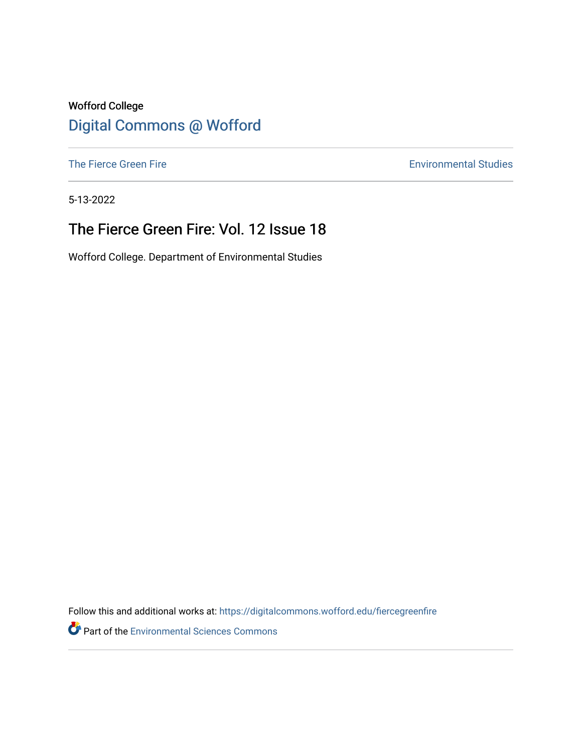Wofford College

# Digital Commons @ Wofford

The Fierce Green Fire | Environmental Studies

5-13-2022

## The Fierce Green Fire: Vol. 12 Issue 18

Wofford College. Department of Environmental Studies

Follow this and additional works at: https://digitalcommons.wofford.edu/fiercegreenfire

Part of the Environmental Sciences Commons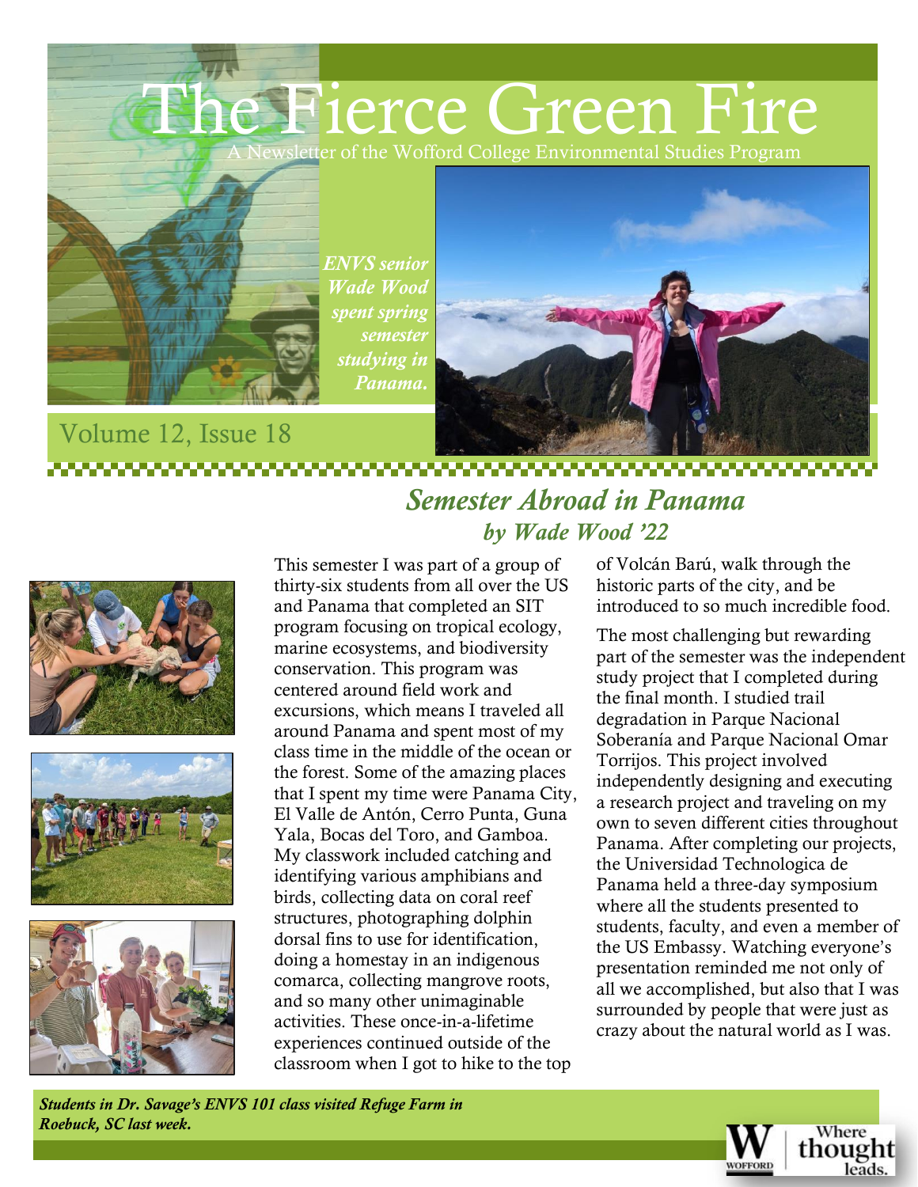# The Fierce Green Fire

A Newsletter of the Wofford College Environmental Studies Program

*ENVS senior Wade Wood spent spring semester studying in Panama.*

Volume 12, Issue 18

## *Semester Abroad in Panama*

### *by Wade Wood '22*

This semester I was part of a group of thirty-six students from all over the US and Panama that completed an SIT program focusing on tropical ecology, marine ecosystems, and biodiversity conservation. This program was centered around field work and excursions, which means I traveled all around Panama and spent most of my class time in the middle of the ocean or the forest. Some of the amazing places that I spent my time were Panama City, El Valle de Antón, Cerro Punta, Guna Yala, Bocas del Toro, and Gamboa. My classwork included catching and identifying various amphibians and birds, collecting data on coral reef structures, photographing dolphin dorsal fins to use for identification, doing a homestay in an indigenous comarca, collecting mangrove roots, and so many other unimaginable activities. These once-in-a-lifetime experiences continued outside of the classroom when I got to hike to the top of Volcán Barú, walk through the historic parts of the city, and be introduced to so much incredible food.

The most challenging but rewarding part of the semester was the independent study project that I completed during the final month. I studied trail degradation in Parque Nacional Soberanía and Parque Nacional Omar Torrijos. This project involved independently designing and executing a research project and traveling on my own to seven different cities throughout Panama. After completing our projects, the Universidad Technologica de Panama held a three-day symposium where all the students presented to students, faculty, and even a member of the US Embassy. Watching everyone's presentation reminded me not only of all we accomplished, but also that I was surrounded by people that were just as crazy about the natural world as I was.

***Students in Dr. Savage's ENVS 101 class visited Refuge Farm in Roebuck, SC last week.***

Wofford | Where thought leads.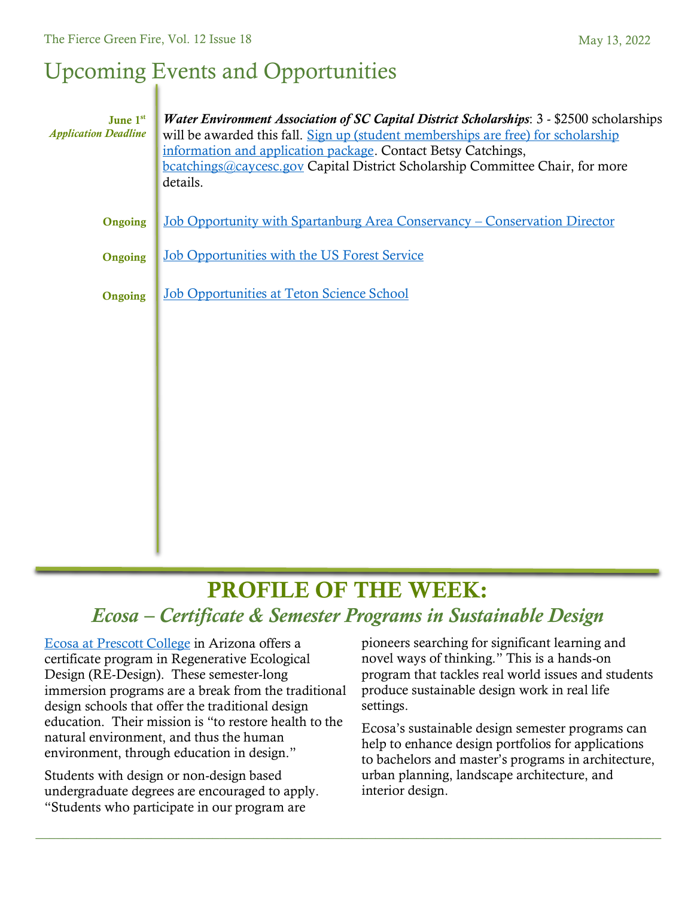# Upcoming Events and Opportunities

**June 1st**
*Application Deadline*

***Water Environment Association of SC Capital District Scholarships***: 3 - $2500 scholarships will be awarded this fall. Sign up (student memberships are free) for scholarship information and application package. Contact Betsy Catchings, bcatchings@caycesc.gov Capital District Scholarship Committee Chair, for more details.

**Ongoing**

Job Opportunity with Spartanburg Area Conservancy – Conservation Director

**Ongoing**

Job Opportunities with the US Forest Service

**Ongoing**

Job Opportunities at Teton Science School

# PROFILE OF THE WEEK:

## *Ecosa – Certificate & Semester Programs in Sustainable Design*

Ecosa at Prescott College in Arizona offers a certificate program in Regenerative Ecological Design (RE-Design). These semester-long immersion programs are a break from the traditional design schools that offer the traditional design education. Their mission is "to restore health to the natural environment, and thus the human environment, through education in design."

Students with design or non-design based undergraduate degrees are encouraged to apply. "Students who participate in our program are pioneers searching for significant learning and novel ways of thinking." This is a hands-on program that tackles real world issues and students produce sustainable design work in real life settings.

Ecosa's sustainable design semester programs can help to enhance design portfolios for applications to bachelors and master's programs in architecture, urban planning, landscape architecture, and interior design.